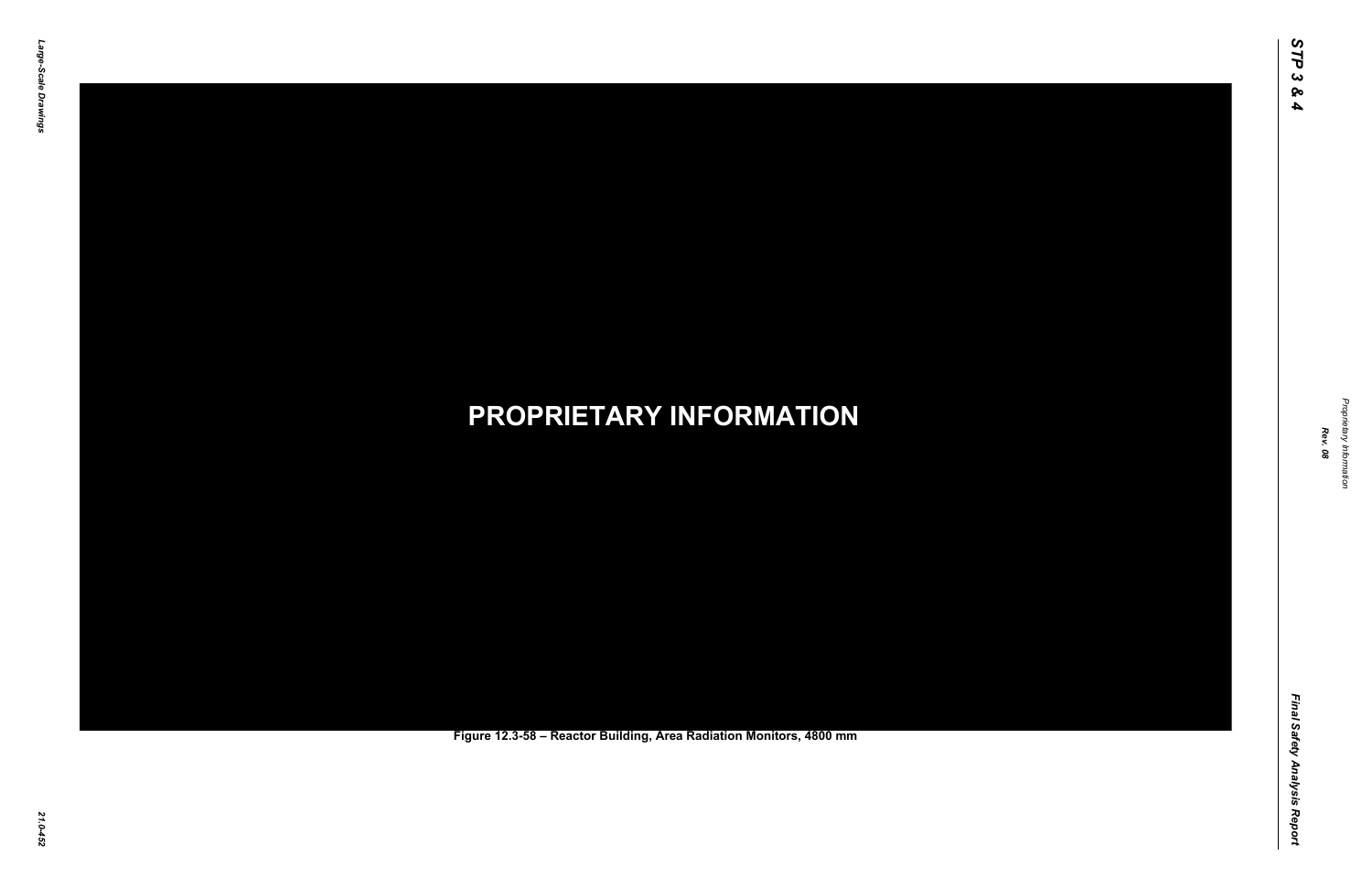PROPRIETARY INFORMATION

Figure 12.3-58 – Reactor Building, Area Radiation Monitors, 4800 mm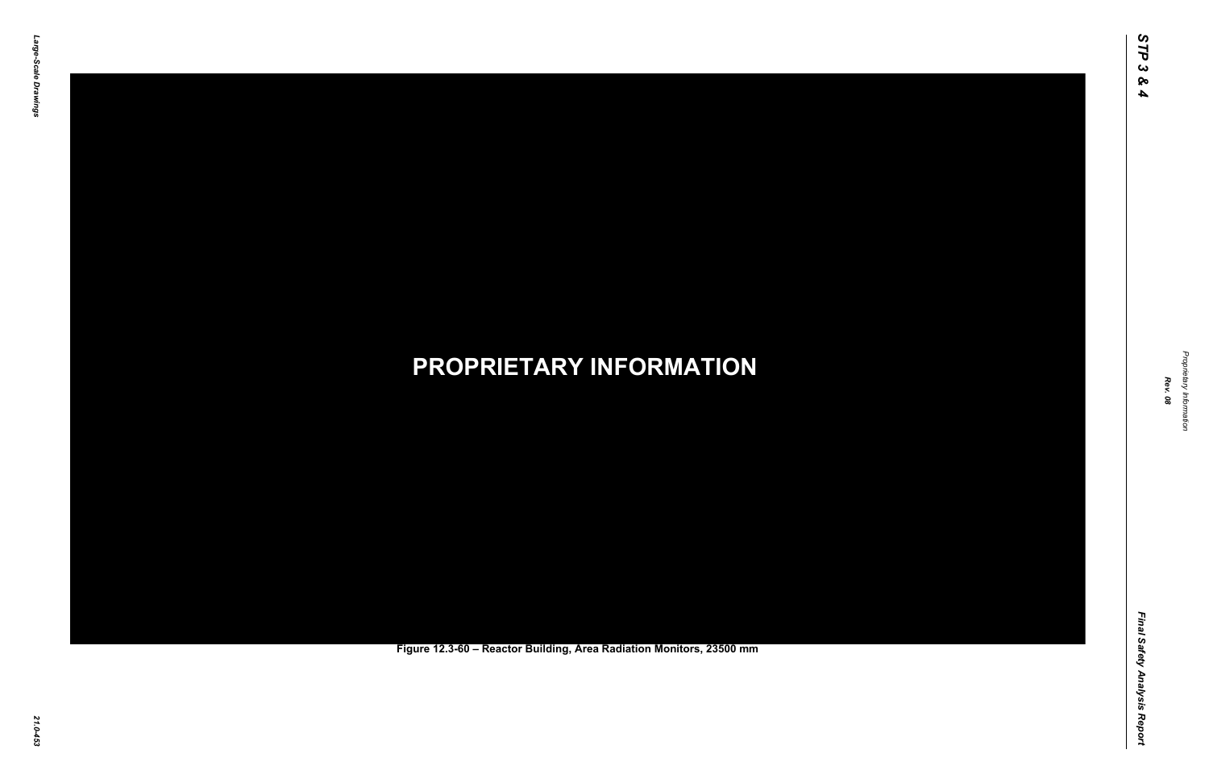**PROPRIETARY INFORMATION**

Figure 12.3-60 – Reactor Building, Area Radiation Monitors, 23500 mm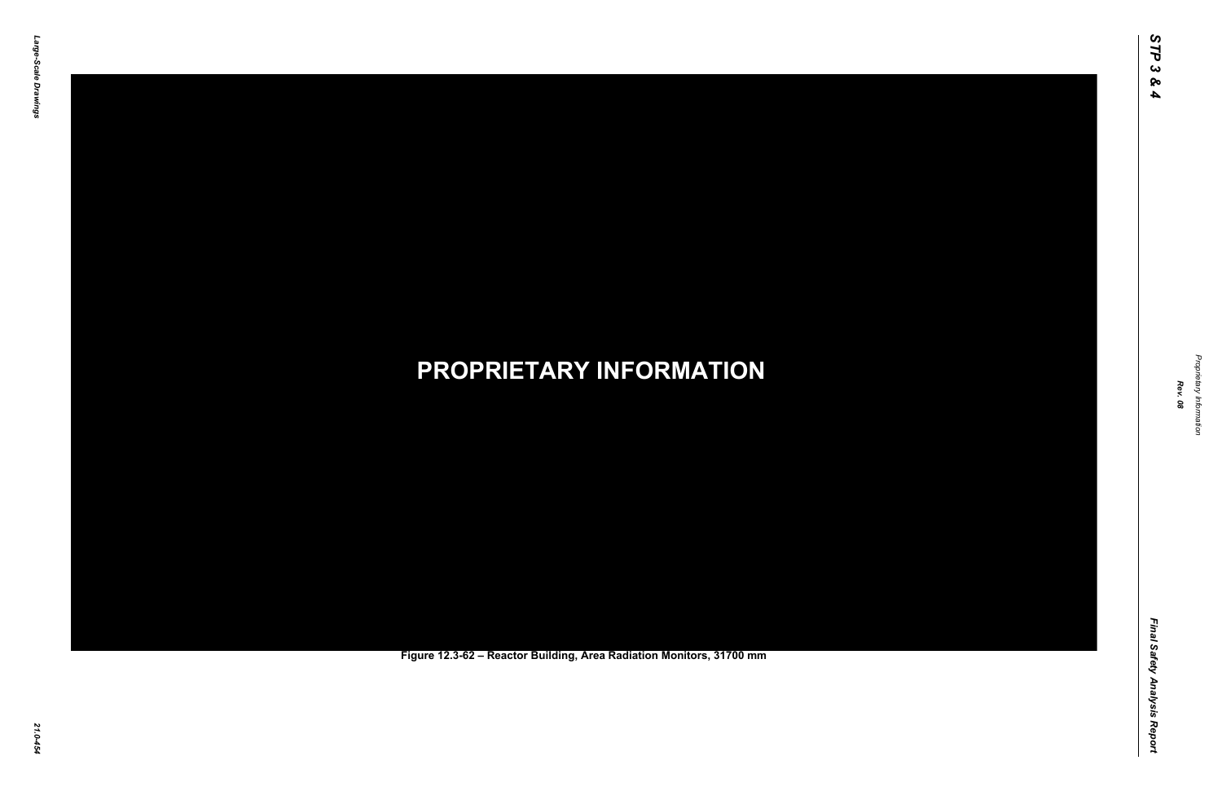**PROPRIETARY INFORMATION**

Figure 12.3-62 – Reactor Building, Area Radiation Monitors, 31700 mm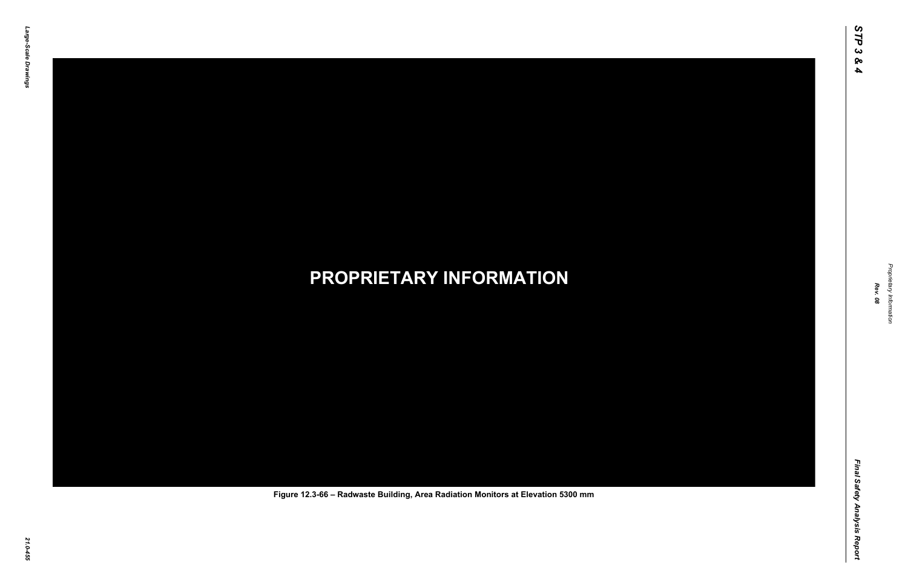**PROPRIETARY INFORMATION**

Figure 12.3-66 – Radwaste Building, Area Radiation Monitors at Elevation 5300 mm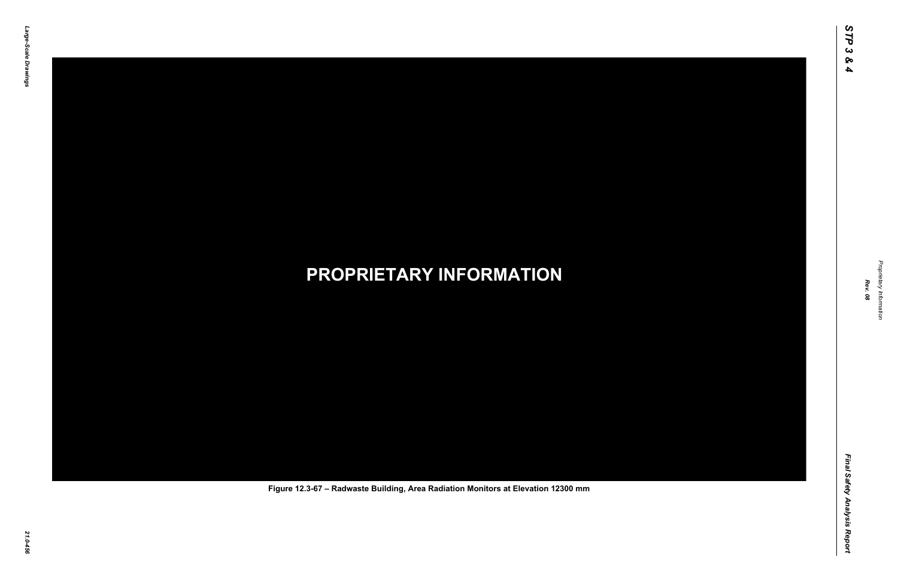PROPRIETARY INFORMATION

Figure 12.3-67 – Radwaste Building, Area Radiation Monitors at Elevation 12300 mm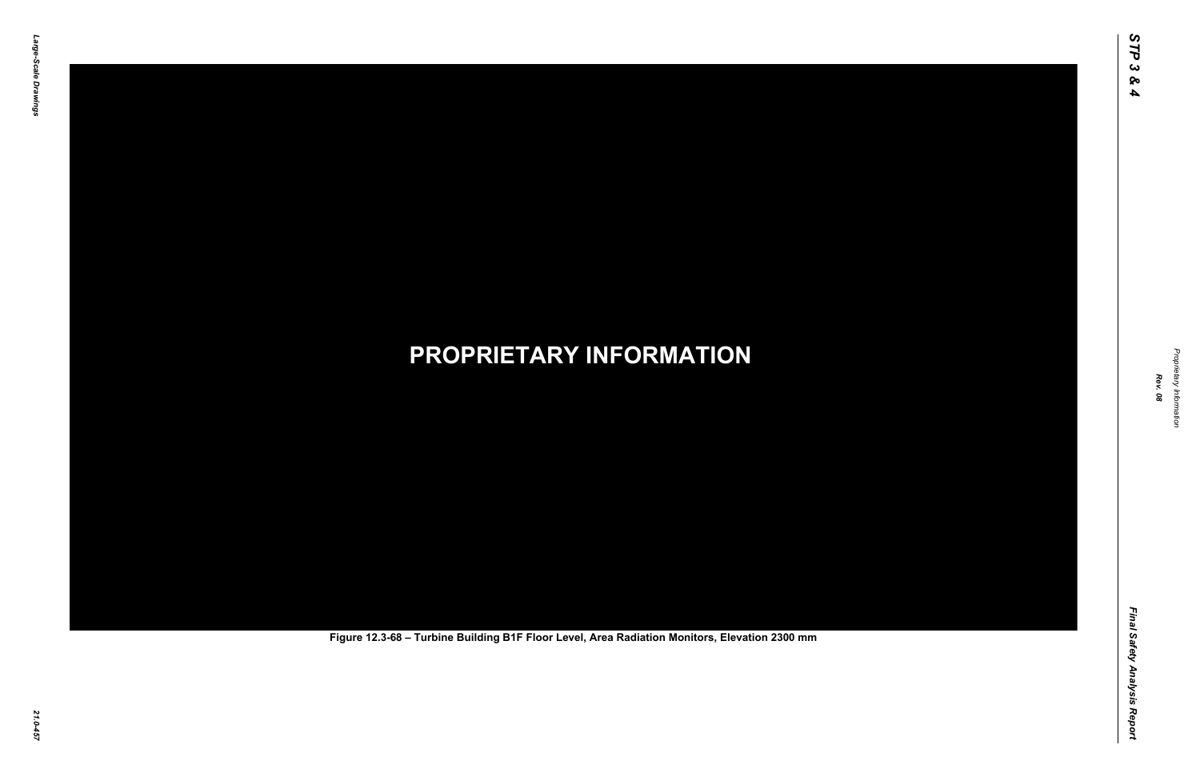**PROPRIETARY INFORMATION**

**Figure 12.3-68 – Turbine Building B1F Floor Level, Area Radiation Monitors, Elevation 2300 mm**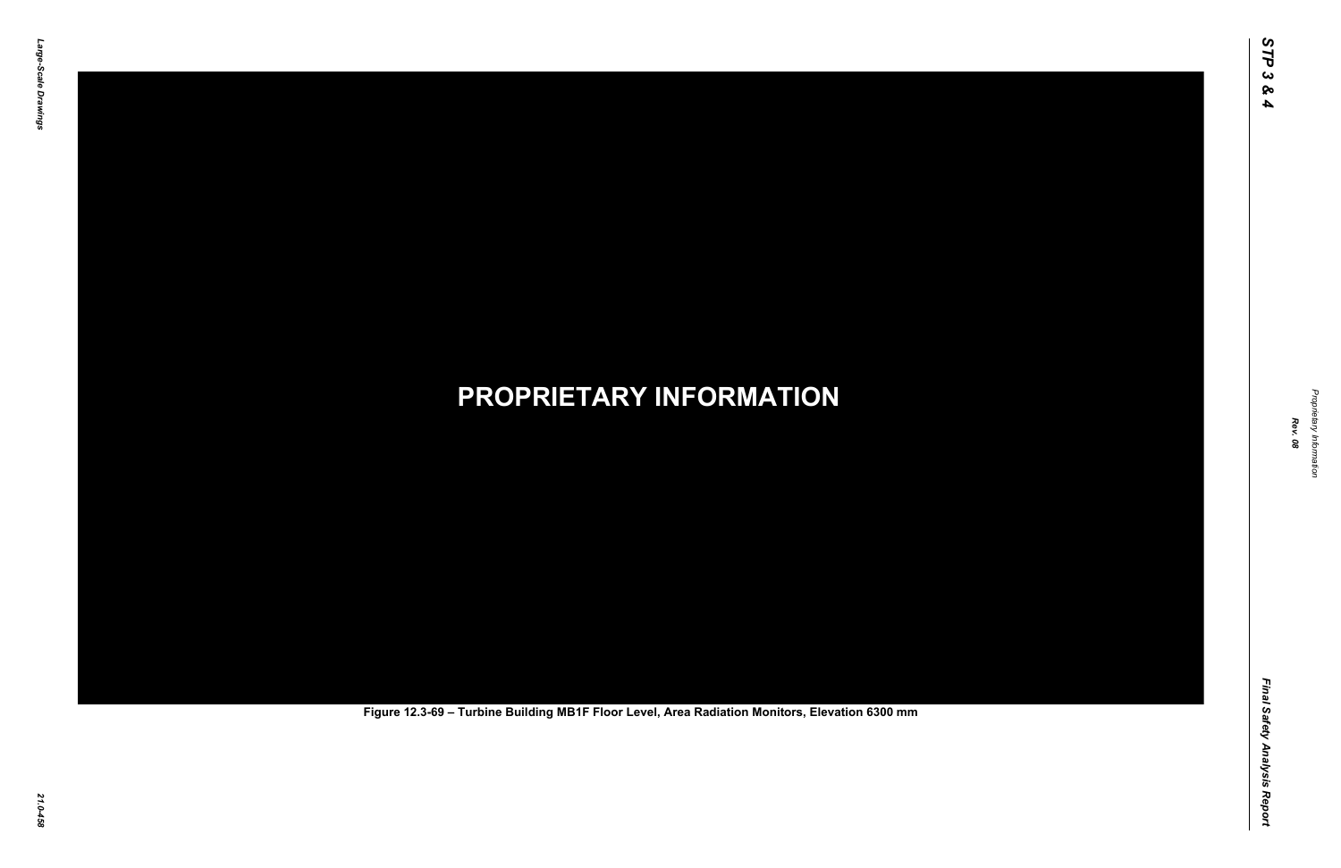**PROPRIETARY INFORMATION**

Figure 12.3-69 – Turbine Building MB1F Floor Level, Area Radiation Monitors, Elevation 6300 mm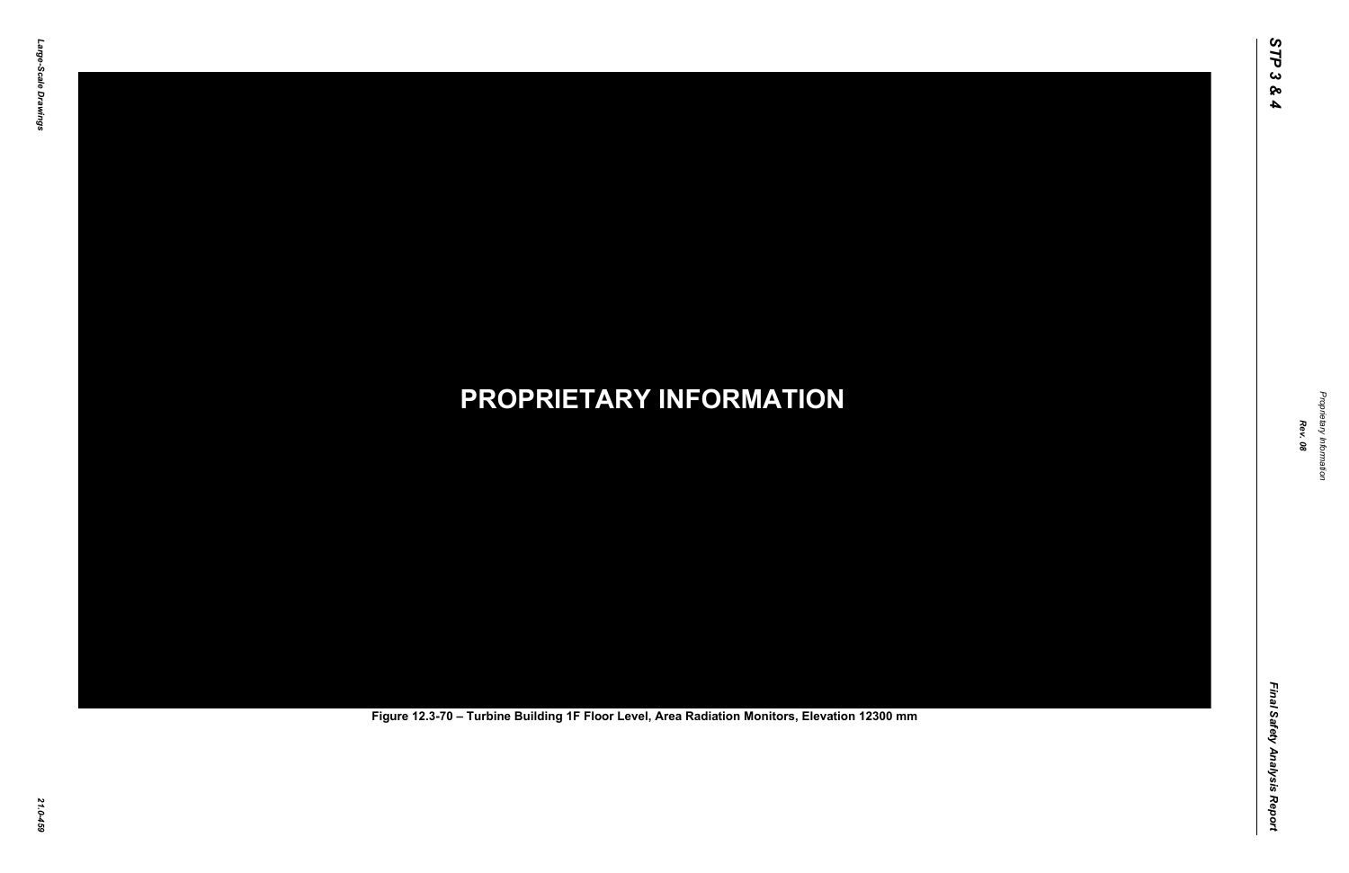**PROPRIETARY INFORMATION**

Figure 12.3-70 – Turbine Building 1F Floor Level, Area Radiation Monitors, Elevation 12300 mm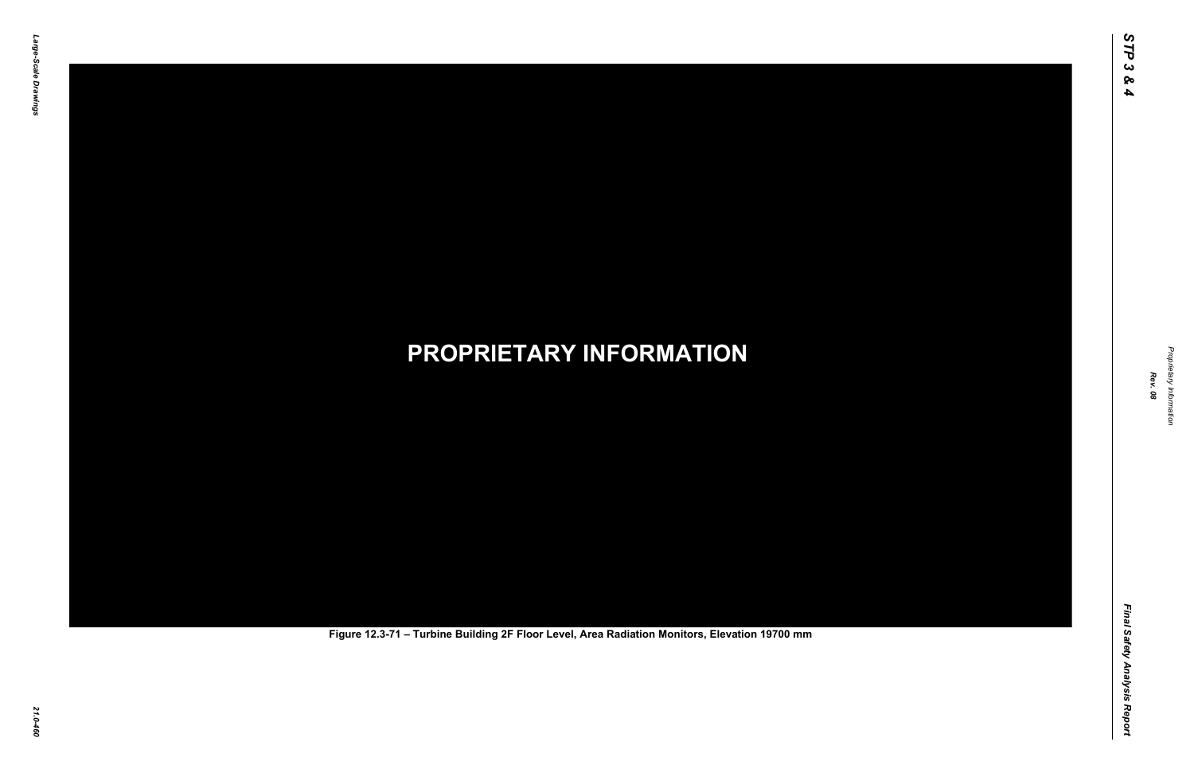**PROPRIETARY INFORMATION**

Figure 12.3-71 – Turbine Building 2F Floor Level, Area Radiation Monitors, Elevation 19700 mm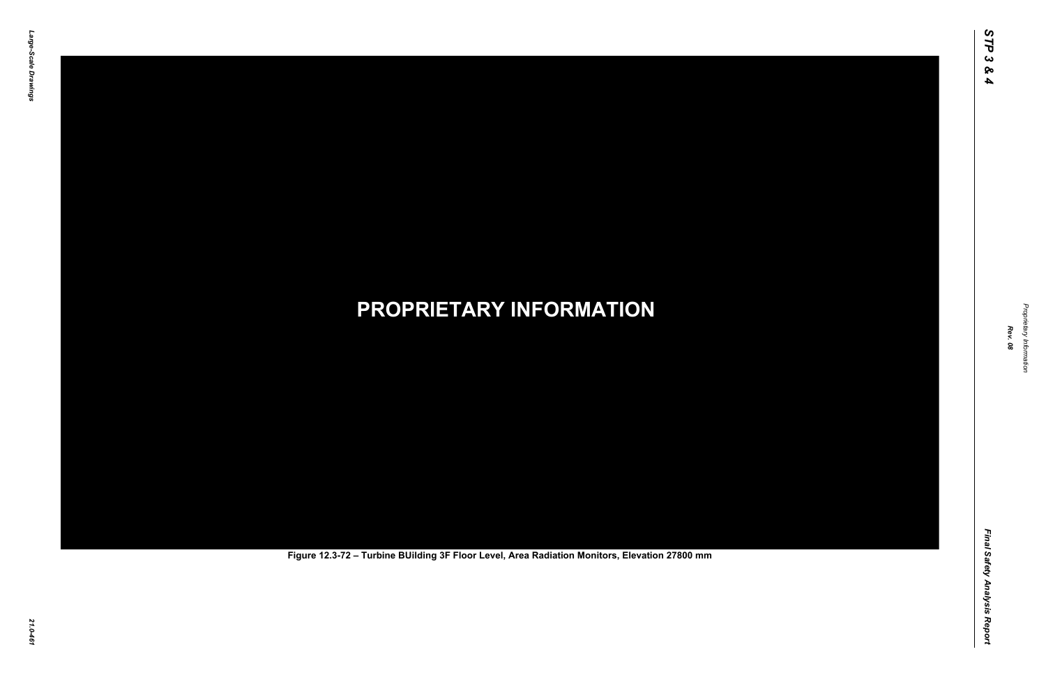**PROPRIETARY INFORMATION**

Figure 12.3-72 – Turbine BUilding 3F Floor Level, Area Radiation Monitors, Elevation 27800 mm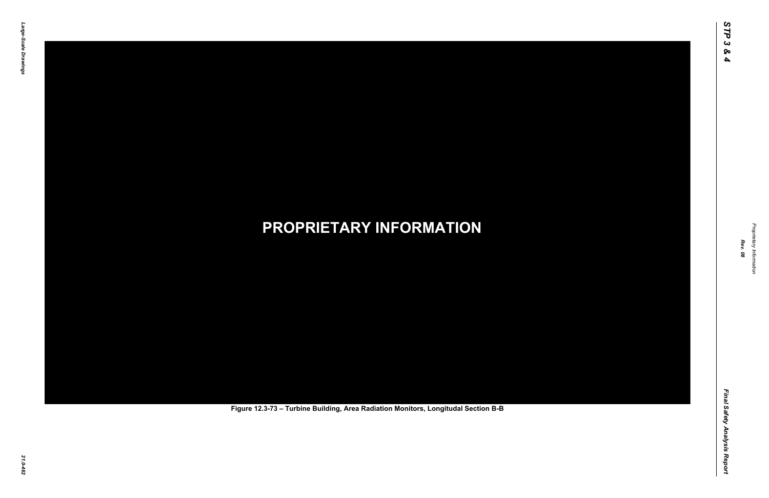**PROPRIETARY INFORMATION**

Figure 12.3-73 – Turbine Building, Area Radiation Monitors, Longitudal Section B-B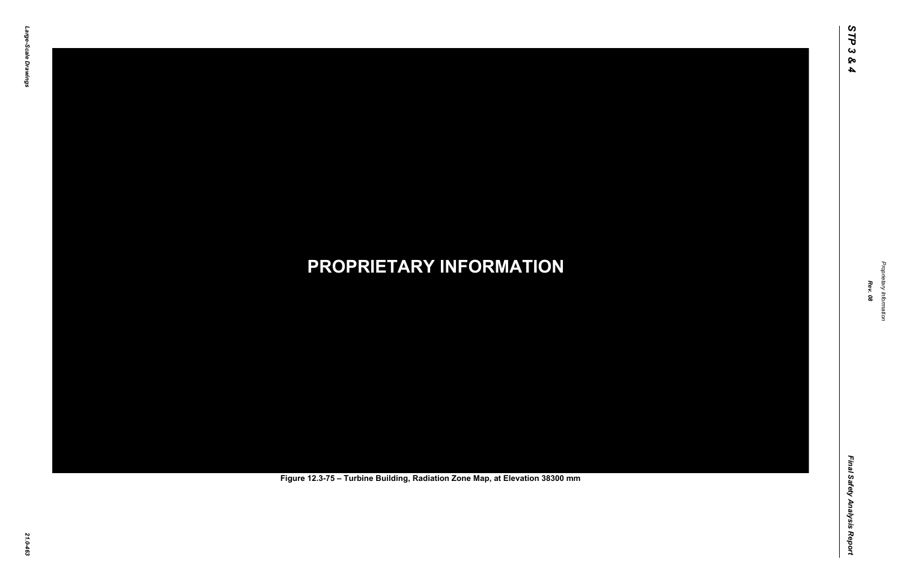**PROPRIETARY INFORMATION**

Figure 12.3-75 – Turbine Building, Radiation Zone Map, at Elevation 38300 mm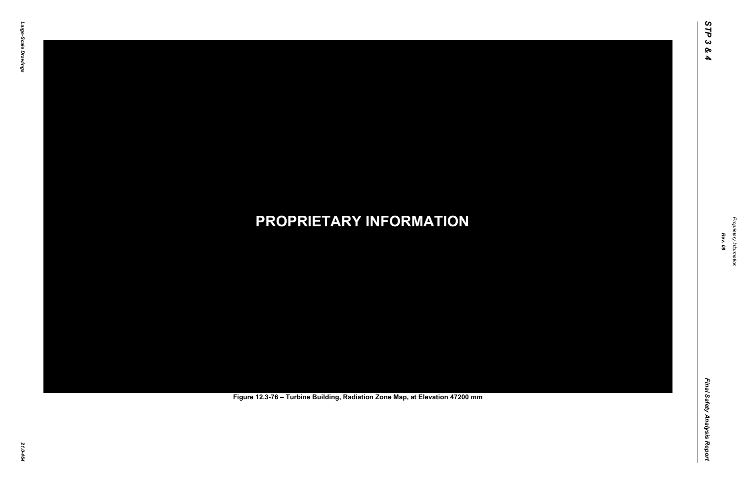**PROPRIETARY INFORMATION**

Figure 12.3-76 – Turbine Building, Radiation Zone Map, at Elevation 47200 mm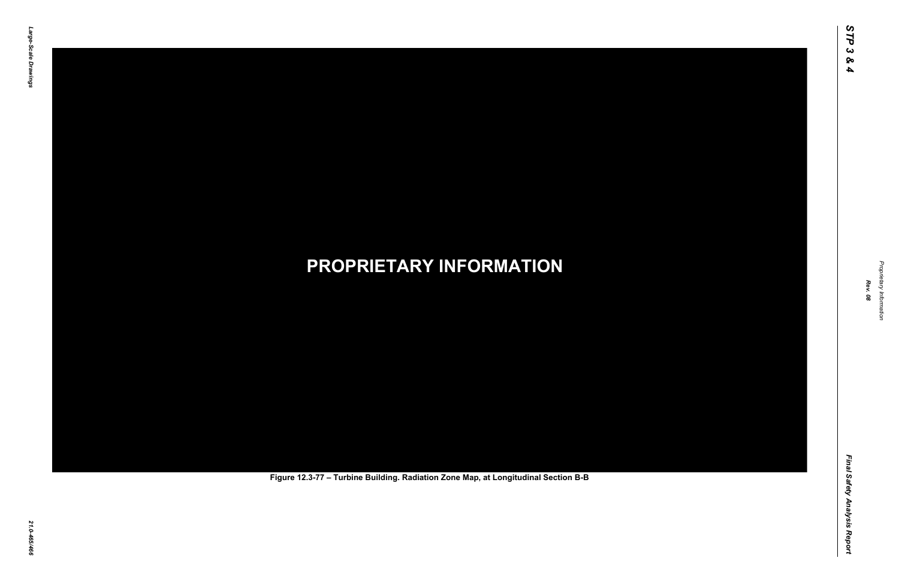**PROPRIETARY INFORMATION**

Figure 12.3-77 – Turbine Building. Radiation Zone Map, at Longitudinal Section B-B